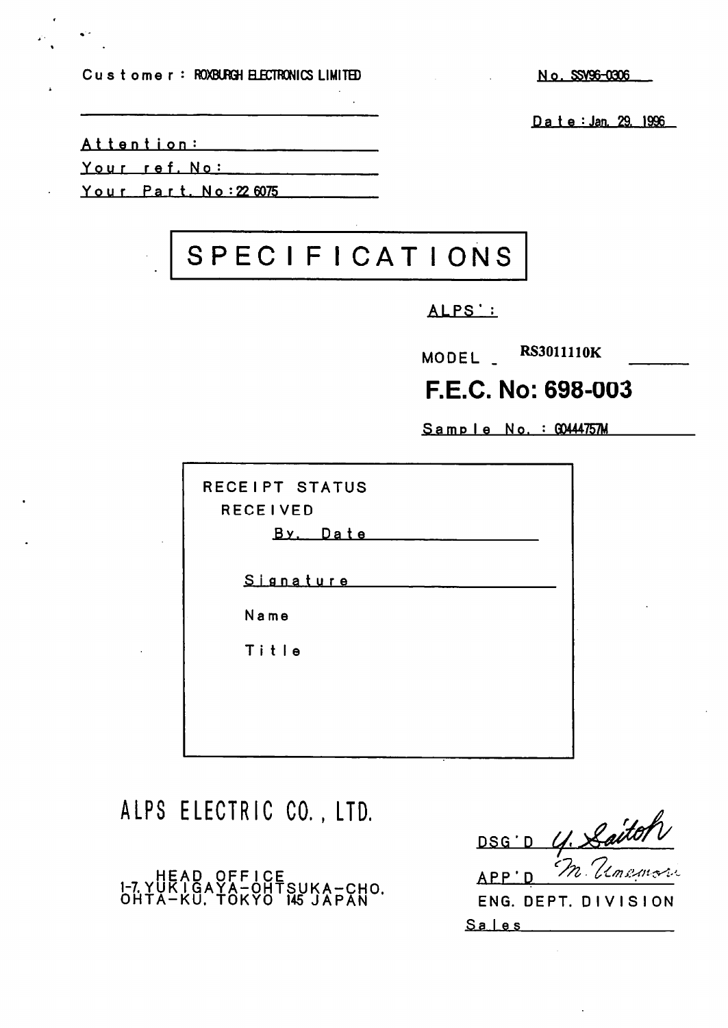Customer : ROXBURGH ELECTRONICS LIMITED

No. SSV96-0306

Date : Jan. 29, 1996

Attention:

Your ref. No:

Your Part. No : 22 6075

# SPECIFICATIONS

ALPS' :

MODEL RS3011110K

## F.E.C. No: 698-003

Sample No. : G0444757M

RECEIPT STATUS

RECEIVED

By. Date

Signature

Name

Title

## ALPS ELECTRIC CO., LTD.

HEAD OFFICE
1-7, YUKIGAYA-OHTSUKA-CHO.
OHTA-KU, TOKYO 145 JAPAN

DSG'D Y. Saitoh

APP'D M. Umemori

ENG. DEPT. DIVISION

Sales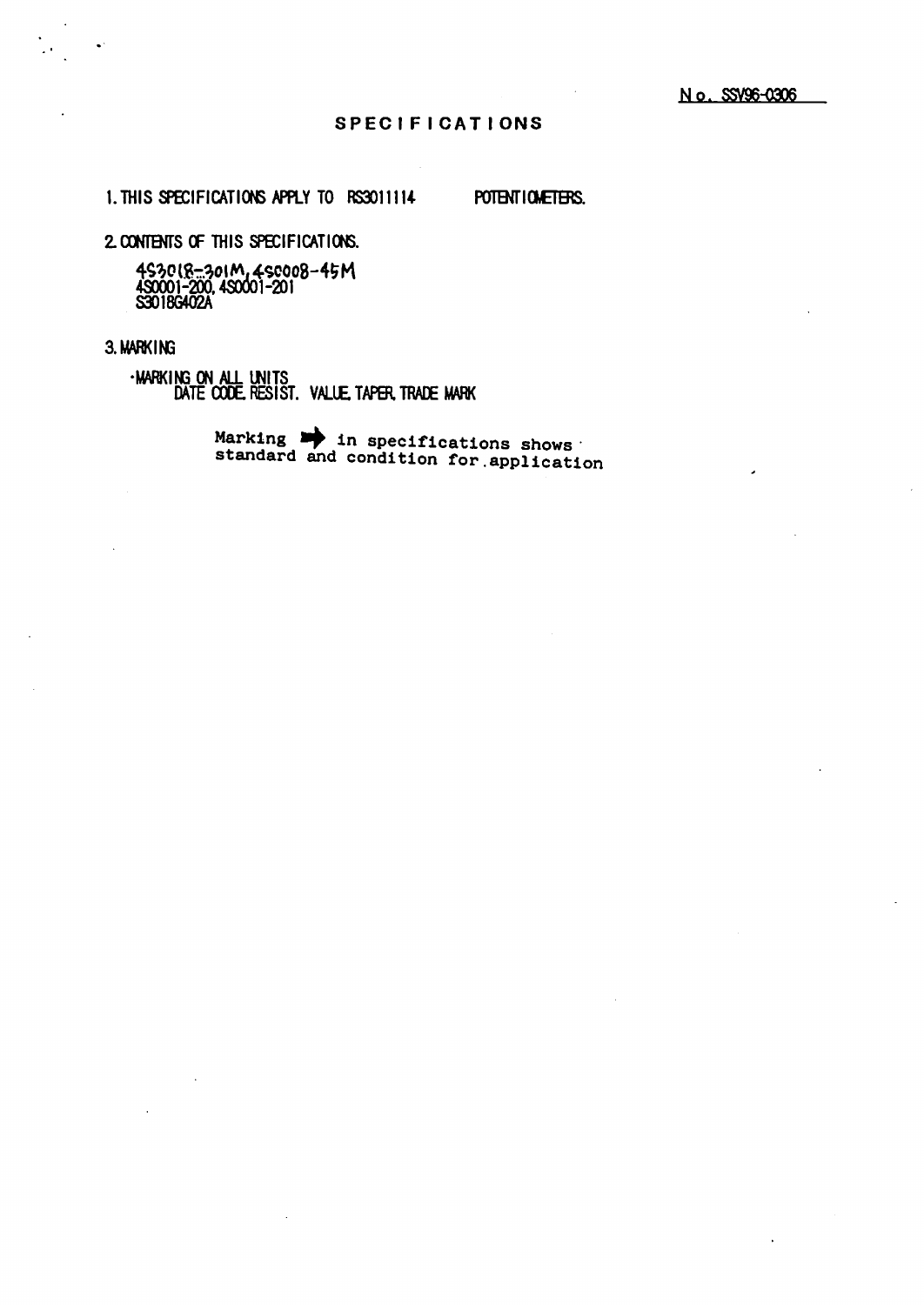No. SSV96-0306

# SPECIFICATIONS

1. THIS SPECIFICATIONS APPLY TO RS3011114 POTENTIOMETERS.

2. CONTENTS OF THIS SPECIFICATIONS.

   4S3018-301M, 4SC008-45M
   4S0001-200, 4S0001-201
   S3018G402A

3. MARKING

   ・MARKING ON ALL UNITS
   DATE CODE, RESIST. VALUE, TAPER, TRADE MARK

   Marking ➡ in specifications shows standard and condition for application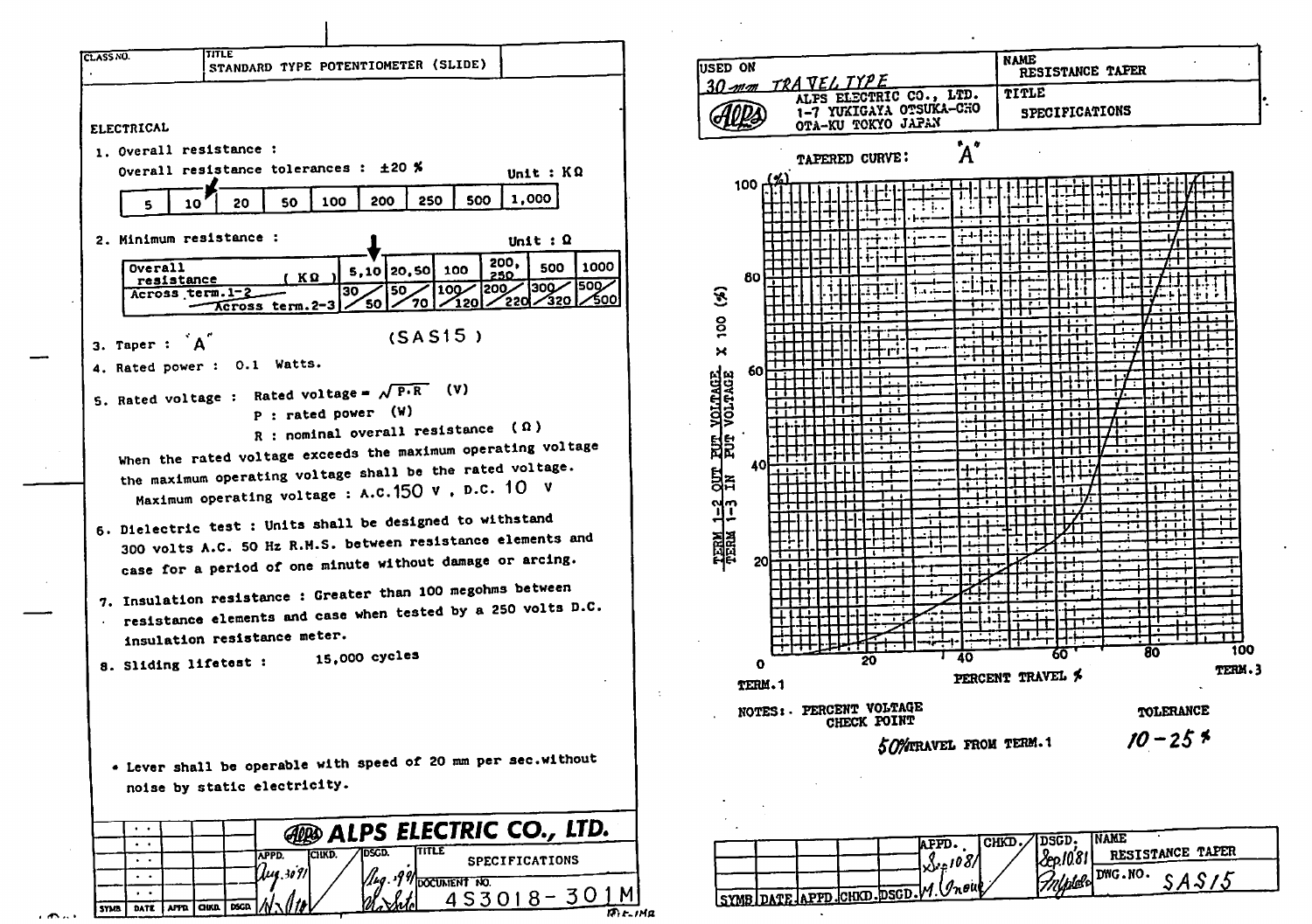| CLASS NO. | TITLE |
|---|---|
| | STANDARD TYPE POTENTIOMETER (SLIDE) |

## ELECTRICAL

1. Overall resistance :

   Overall resistance tolerances : ±20 %   Unit : KΩ

| 5 | 10 | 20 | 50 | 100 | 200 | 250 | 500 | 1,000 |
|---|---|---|---|---|---|---|---|---|

2. Minimum resistance :   Unit : Ω

| Overall resistance ( KΩ ) | 5,10 | 20,50 | 100 | 200, 250 | 500 | 1000 |
|---|---|---|---|---|---|---|
| Across term.1-2 / Across term.2-3 | 30/50 | 50/70 | 100/120 | 200/220 | 300/320 | 500/500 |

3. Taper : "A"   (SAS15)

4. Rated power : 0.1 Watts.

5. Rated voltage : Rated voltage = $\sqrt{P \cdot R}$ (V)

   P : rated power (W)

   R : nominal overall resistance (Ω)

   When the rated voltage exceeds the maximum operating voltage the maximum operating voltage shall be the rated voltage.

   Maximum operating voltage : A.C.150 V , D.C. 10 V

6. Dielectric test : Units shall be designed to withstand 300 volts A.C. 50 Hz R.M.S. between resistance elements and case for a period of one minute without damage or arcing.

7. Insulation resistance : Greater than 100 megohms between resistance elements and case when tested by a 250 volts D.C. insulation resistance meter.

8. Sliding lifetest : 15,000 cycles

* Lever shall be operable with speed of 20 mm per sec.without noise by static electricity.

**ALPS ELECTRIC CO., LTD.**

| SYMB | DATE | APPD | CHKD | DSGD | APPD. | CHKD. | DSGD. | TITLE |
|---|---|---|---|---|---|---|---|---|
| | | | | | Aug.30'91 | | Aug.'91 | SPECIFICATIONS |
| | | | | | | | | DOCUMENT NO. 4S3018-301M |

---

| USED ON | NAME |
|---|---|
| 30 mm TRAVEL TYPE | RESISTANCE TAPER |
| ALPS ELECTRIC CO., LTD. 1-7 YUKIGAYA OTSUKA-CHO OTA-KU TOKYO JAPAN | TITLE SPECIFICATIONS |

TAPERED CURVE: "A"

Y-axis: $\frac{\text{TERM 1-2 OUT PUT VOLTAGE}}{\text{TERM 1-3 IN PUT VOLTAGE}} \times 100$ (%)

X-axis: PERCENT TRAVEL % (TERM.1 — TERM.3)

NOTES: PERCENT VOLTAGE CHECK POINT: 50% TRAVEL FROM TERM.1   TOLERANCE: 10 - 25 %

| SYMB | DATE | APPD. | CHKD. | DSGD. | APPD. | CHKD. | DSGD. | NAME |
|---|---|---|---|---|---|---|---|---|
| | | | | | Sep.10'81 M. Inoue | | Sep.10'81 | RESISTANCE TAPER |
| | | | | | | | | DWG.NO. SAS15 |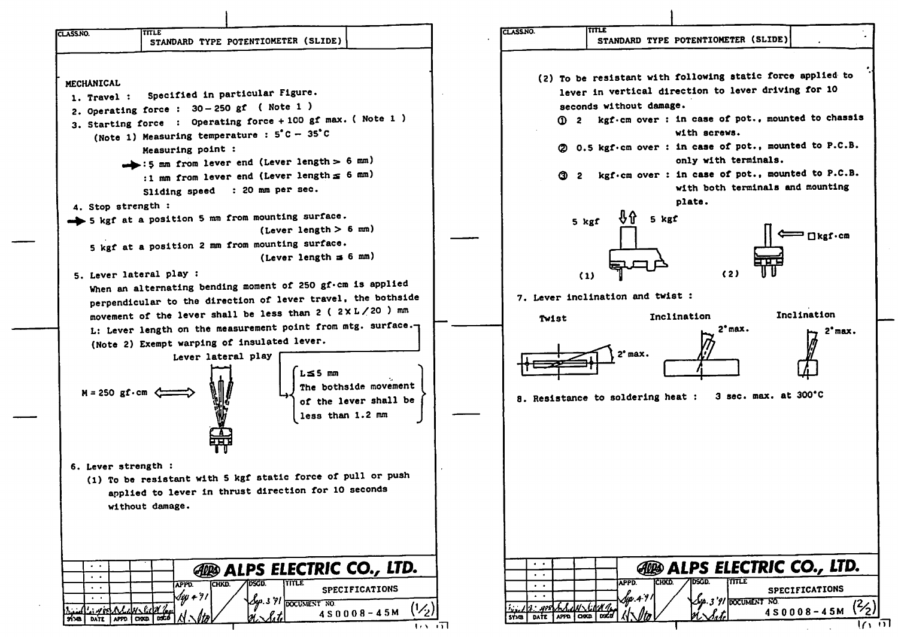STANDARD TYPE POTENTIOMETER (SLIDE)

## MECHANICAL

1. Travel : Specified in particular Figure.
2. Operating force : 30 – 250 gf ( Note 1 )
3. Starting force : Operating force + 100 gf max. ( Note 1 )

   (Note 1) Measuring temperature : 5°C – 35°C

   Measuring point :

   :5 mm from lever end (Lever length > 6 mm)

   :1 mm from lever end (Lever length ≦ 6 mm)

   Sliding speed : 20 mm per sec.

4. Stop strength :

   5 kgf at a position 5 mm from mounting surface. (Lever length > 6 mm)

   5 kgf at a position 2 mm from mounting surface. (Lever length ≦ 6 mm)

5. Lever lateral play :

   When an alternating bending moment of 250 gf·cm is applied perpendicular to the direction of lever travel, the bothside movement of the lever shall be less than 2 ( 2 × L / 20 ) mm

   L: Lever length on the measurement point from mtg. surface.

   (Note 2) Exempt warping of insulated lever.

   Lever lateral play

   M = 250 gf·cm

   L ≦ 5 mm: The bothside movement of the lever shall be less than 1.2 mm

6. Lever strength :

   (1) To be resistant with 5 kgf static force of pull or push applied to lever in thrust direction for 10 seconds without damage.

   (2) To be resistant with following static force applied to lever in vertical direction to lever driving for 10 seconds without damage.

   ① 2 kgf·cm over : in case of pot., mounted to chassis with screws.

   ② 0.5 kgf·cm over : in case of pot., mounted to P.C.B. only with terminals.

   ③ 2 kgf·cm over : in case of pot., mounted to P.C.B. with both terminals and mounting plate.

   5 kgf 5 kgf (1)  □kgf·cm (2)

7. Lever inclination and twist :

   Twist: 2° max.  Inclination: 2° max.  Inclination: 2° max.

8. Resistance to soldering heat : 3 sec. max. at 300°C

ALPS ELECTRIC CO., LTD.

SPECIFICATIONS

DOCUMENT NO. 4S0008-45M (1/2) (2/2)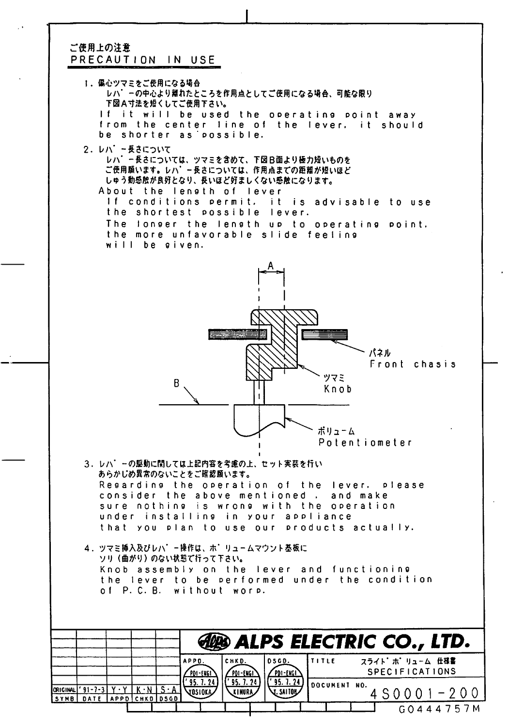## ご使用上の注意
## PRECAUTION IN USE

1. 偏心ツマミをご使用になる場合
   レバーの中心より離れたところを作用点としてご使用になる場合、可能な限り下図A寸法を短くしてご使用下さい。
   If it will be used the operating point away from the center line of the lever, it should be shorter as possible.

2. レバー長さについて
   レバー長さについては、ツマミを含めて、下図B面より極力短いものをご使用願います。レバー長さについては、作用点までの距離が短いほどしゅう動感触が良好となり、長いほど好ましくない感触になります。
   About the length of lever
   If conditions permit, it is advisable to use the shortest possible lever.
   The longer the length up to operating point, the more unfavorable slide feeling will be given.

A

パネル
Front chasis

B

ツマミ
Knob

ボリューム
Potentiometer

3. レバーの駆動に関しては上記内容を考慮の上、セット実装を行いあらかじめ異常のないことをご確認願います。
   Regarding the operation of the lever, please consider the above mentioned, and make sure nothing is wrong with the operation under installing in your appliance that you plan to use our products actually.

4. ツマミ挿入及びレバー操作は、ボリュームマウント基板にソリ（曲がり）のない状態で行って下さい。
   Knob assembly on the lever and functioning the lever to be performed under the condition of P.C.B. without worp.

| SYMB | DATE | APPD | CHKD | DSGD |
|---|---|---|---|---|
| ORIGINAL | '91-7-3 | Y・Y | K・N | S・A |

**ALPS ELECTRIC CO., LTD.**

| APPD. | CHKD. | DSGD. |
|---|---|---|
| PDI-ENGI '95.7.24 YOSIOKA | PDI-ENGI '95.7.24 KIMURA | PDI-ENGI '95.7.24 Y.SAITOH |

TITLE: スライドボリューム 仕様書 SPECIFICATIONS

DOCUMENT NO. 4S0001-200

G0444757M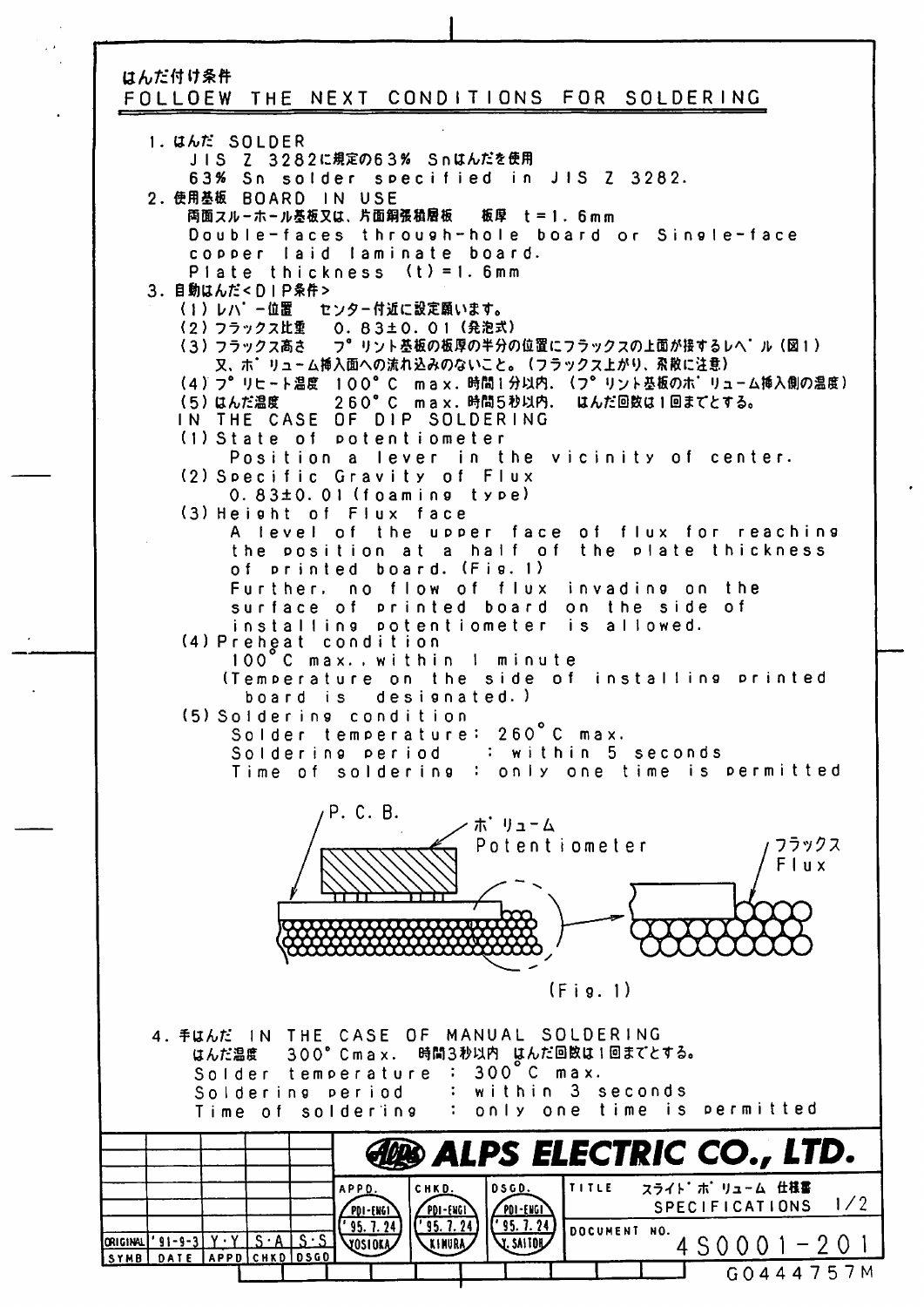はんだ付け条件

## FOLLOEW THE NEXT CONDITIONS FOR SOLDERING

1. はんだ SOLDER

   JIS Z 3282に規定の63% Snはんだを使用

   63% Sn solder specified in JIS Z 3282.

2. 使用基板 BOARD IN USE

   両面スルーホール基板又は、片面銅張積層板　板厚 t=1.6mm

   Double-faces through-hole board or Single-face copper laid laminate board.

   Plate thickness (t)=1.6mm

3. 自動はんだ<DIP条件>

   (1) レバー位置　センター付近に設定願います。

   (2) フラックス比重　0.83±0.01 (発泡式)

   (3) フラックス高さ　プリント基板の板厚の半分の位置にフラックスの上面が接するレベル (図1)
   又、ボリューム挿入面への流れ込みのないこと。(フラックス上がり、飛散に注意)

   (4) プリヒート温度　100°C max. 時間1分以内. (プリント基板のボリューム挿入側の温度)

   (5) はんだ温度　260°C max. 時間5秒以内.　はんだ回数は1回までとする。

   IN THE CASE OF DIP SOLDERING

   (1) State of potentiometer

   Position a lever in the vicinity of center.

   (2) Specific Gravity of Flux

   0.83±0.01 (foaming type)

   (3) Height of Flux face

   A level of the upper face of flux for reaching the position at a half of the plate thickness of printed board. (Fig. 1)

   Further, no flow of flux invading on the surface of printed board on the side of installing potentiometer is allowed.

   (4) Preheat condition

   100°C max., within 1 minute

   (Temperature on the side of installing printed board is designated.)

   (5) Soldering condition

   Solder temperature: 260°C max.

   Soldering period　: within 5 seconds

   Time of soldering : only one time is permitted

P. C. B.　ボリューム Potentiometer　フラックス Flux

(Fig. 1)

4. 手はんだ IN THE CASE OF MANUAL SOLDERING

   はんだ温度　300°C max.　時間3秒以内 はんだ回数は1回までとする。

   Solder temperature : 300°C max.

   Soldering period　: within 3 seconds

   Time of soldering : only one time is permitted

| SYMB | DATE | APPD | CHKD | DSGD |
|---|---|---|---|---|
| ORIGINAL | '91-9-3 | Y·Y | S·A | S·S |

ALPS ELECTRIC CO., LTD.

| APPD. | CHKD. | DSGD. |
|---|---|---|
| PDI-ENGI '95.7.24 YOSIOKA | PDI-ENGI '95.7.24 KIMURA | PDI-ENGI '95.7.24 Y.SAITOH |

TITLE スライドボリューム 仕様書 SPECIFICATIONS 1/2

DOCUMENT NO. 4S0001-201

G0444757M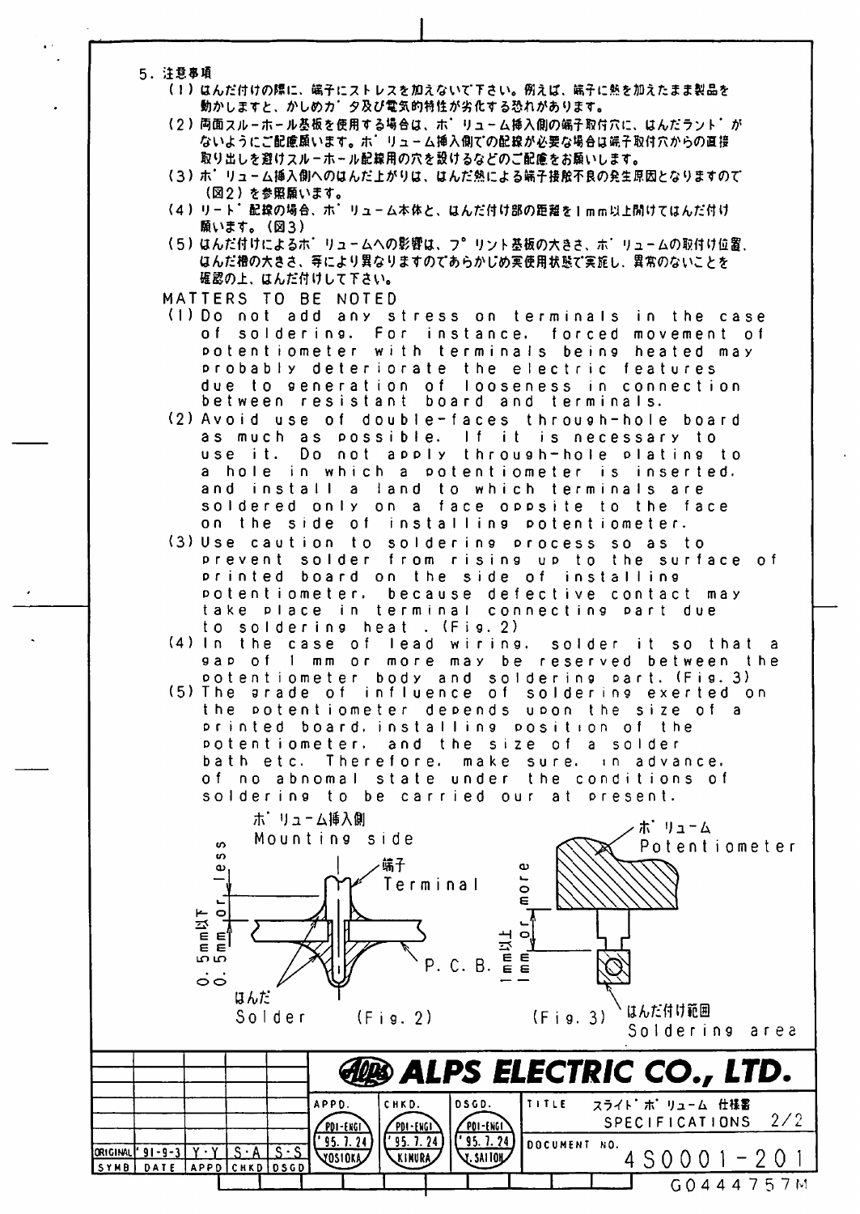5. 注意事項

(1) はんだ付けの際に、端子にストレスを加えないで下さい。例えば、端子に熱を加えたまま製品を動かしますと、かしめガタ及び電気的特性が劣化する恐れがあります。

(2) 両面スルーホール基板を使用する場合は、ボリューム挿入側の端子取付穴に、はんだランドがないようにご配慮願います。ボリューム挿入側での配線が必要な場合は端子取付穴からの直接取り出しを避けスルーホール配線用の穴を設けるなどのご配慮をお願いします。

(3) ボリューム挿入側へのはんだ上がりは、はんだ熱による端子接触不良の発生原因となりますので（図2）を参照願います。

(4) リード配線の場合、ボリューム本体と、はんだ付け部の距離を1mm以上開けてはんだ付け願います。（図3）

(5) はんだ付けによるボリュームへの影響は、プリント基板の大きさ、ボリュームの取付け位置、はんだ槽の大きさ、等により異なりますのであらかじめ実使用状態で実施し、異常のないことを確認の上、はんだ付けして下さい。

MATTERS TO BE NOTED

(1) Do not add any stress on terminals in the case of soldering. For instance, forced movement of potentiometer with terminals being heated may probably deteriorate the electric features due to generation of looseness in connection between resistant board and terminals.

(2) Avoid use of double-faces through-hole board as much as possible. If it is necessary to use it. Do not apply through-hole plating to a hole in which a potentiometer is inserted. and install a land to which terminals are soldered only on a face opposite to the face on the side of installing potentiometer.

(3) Use caution to soldering process so as to prevent solder from rising up to the surface of printed board on the side of installing potentiometer, because defective contact may take place in terminal connecting part due to soldering heat. (Fig. 2)

(4) In the case of lead wiring, solder it so that a gap of 1 mm or more may be reserved between the potentiometer body and soldering part. (Fig. 3)

(5) The grade of influence of soldering exerted on the potentiometer depends upon the size of a printed board, installing position of the potentiometer, and the size of a solder bath etc. Therefore, make sure, in advance, of no abnomal state under the conditions of soldering to be carried our at present.

ボリューム挿入側 Mounting side / 端子 Terminal / 0.5mm以下 0.5mm or less / P. C. B. / はんだ Solder

(Fig. 2)

ボリューム Potentiometer / 1mm以上 1mm or more / はんだ付け範囲 Soldering area

(Fig. 3)

| | | | | | ALPS ELECTRIC CO., LTD. |
|---|---|---|---|---|---|
| ORIGINAL | '91-9-3 | Y・Y | S・A | S・S | APPD. PDI-ENGI '95.7.24 YOSIOKA / CHKD. PDI-ENGI '95.7.24 KIMURA / DSGD. PDI-ENGI '95.7.24 Y.SAITOH |
| SYMB | DATE | APPD | CHKD | DSGD | TITLE スライドボリューム 仕様書 SPECIFICATIONS 2/2 — DOCUMENT NO. 4S0001-201 |

G0444757M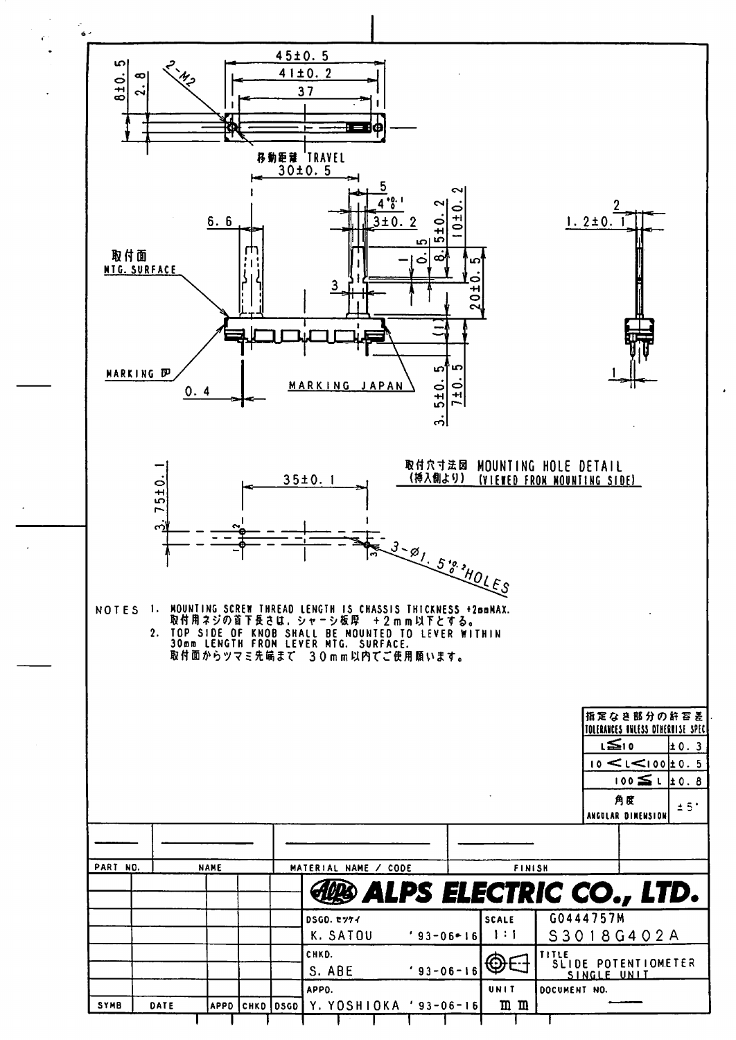45±0.5
41±0.2
37
8±0.5
2.8
2-M2
移動距離 TRAVEL
30±0.5
5
$4^{+0.1}_{0}$
3±0.2
6.6
0.5
8.5±0.2
10±0.2
20±0.5
取付面
MTG. SURFACE
3
(1)
MARKING 印
MARKING JAPAN
0.4
3.5±0.5
7±0.5
2
1.2±0.1
1

取付穴寸法図 MOUNTING HOLE DETAIL
(挿入側より) (VIEWED FROM MOUNTING SIDE)

35±0.1
3.75±0.1
$3-\phi 1.5^{+0.2}_{0}$ HOLES

NOTES
1. MOUNTING SCREW THREAD LENGTH IS CHASSIS THICKNESS +2mmMAX.
   取付用ネジの首下長さは、シャーシ板厚 +2mm以下とする。
2. TOP SIDE OF KNOB SHALL BE MOUNTED TO LEVER WITHIN 30mm LENGTH FROM LEVER MTG. SURFACE.
   取付面からツマミ先端まで 30mm以内でご使用願います。

| 指定なき部分の許容差 TOLERANCES UNLESS OTHERWISE SPEC | |
|---|---|
| L≦10 | ±0.3 |
| 10<L<100 | ±0.5 |
| 100≦L | ±0.8 |
| 角度 ANGULAR DIMENSION | ±5° |

| PART NO. | NAME | MATERIAL NAME / CODE | FINISH |
|---|---|---|---|

ALPS ELECTRIC CO., LTD.

| | | | |
|---|---|---|---|
| DSGD. セッケイ K. SATOU '93-06-16 | SCALE 1:1 | G0444757M S3018G402A | |
| CHKD. S. ABE '93-06-16 | | TITLE SLIDE POTENTIOMETER SINGLE UNIT | |
| APPO. Y. YOSHIOKA '93-06-16 | UNIT mm | DOCUMENT NO. | |

SYMB | DATE | APPD | CHKD | DSGD